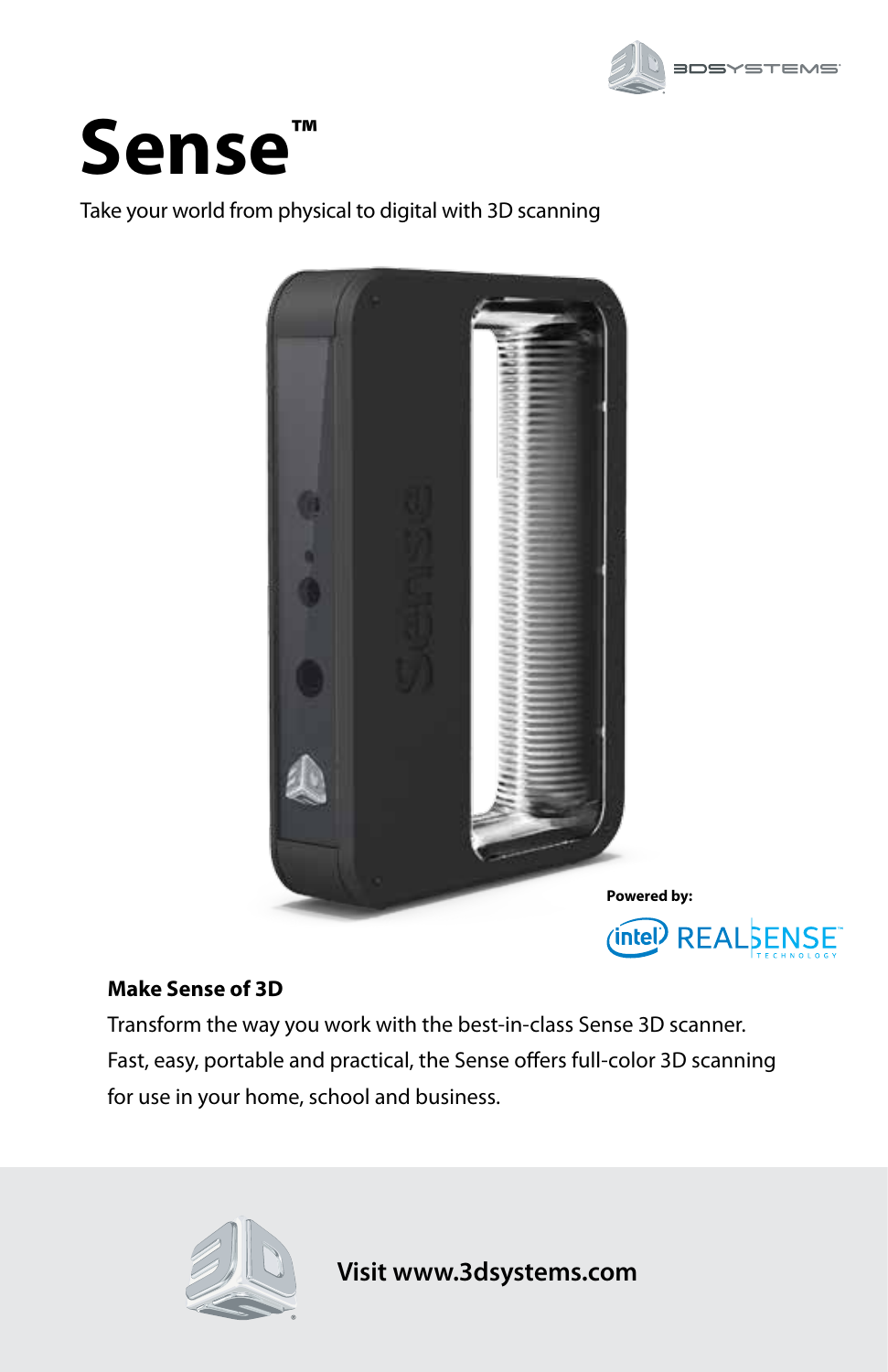# Sense™

Take your world from physical to digital with 3D scanning

Powered by:

**Make Sense of 3D**

Transform the way you work with the best-in-class Sense 3D scanner. Fast, easy, portable and practical, the Sense offers full-color 3D scanning for use in your home, school and business.

**Visit www.3dsystems.com**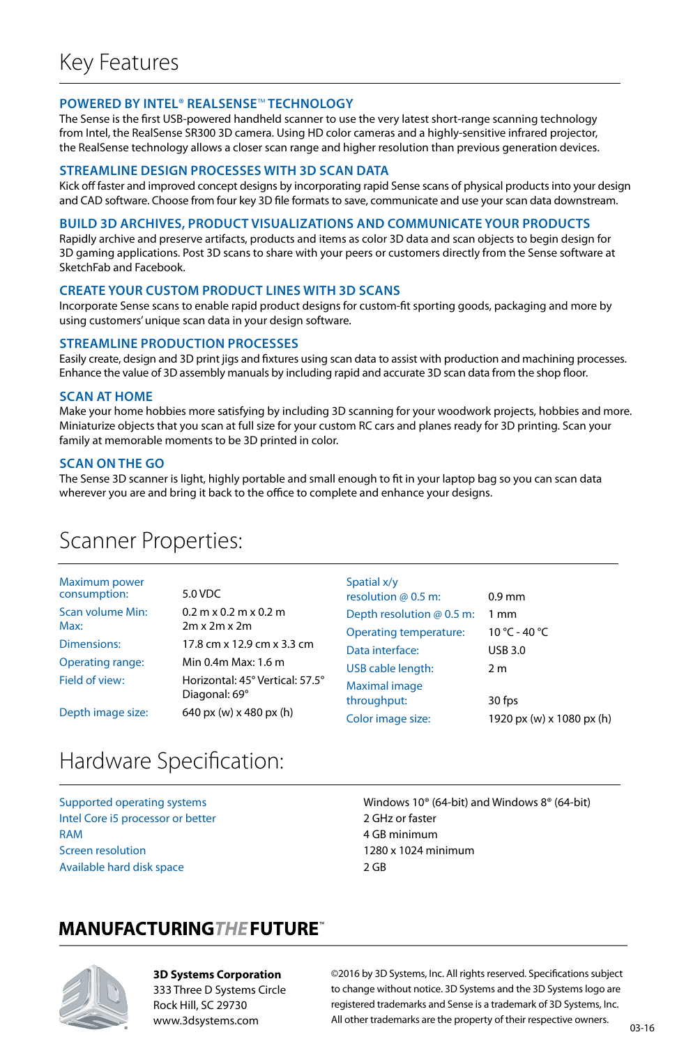# Key Features

### POWERED BY INTEL® REALSENSE™ TECHNOLOGY

The Sense is the first USB-powered handheld scanner to use the very latest short-range scanning technology from Intel, the RealSense SR300 3D camera. Using HD color cameras and a highly-sensitive infrared projector, the RealSense technology allows a closer scan range and higher resolution than previous generation devices.

### STREAMLINE DESIGN PROCESSES WITH 3D SCAN DATA

Kick off faster and improved concept designs by incorporating rapid Sense scans of physical products into your design and CAD software. Choose from four key 3D file formats to save, communicate and use your scan data downstream.

### BUILD 3D ARCHIVES, PRODUCT VISUALIZATIONS AND COMMUNICATE YOUR PRODUCTS

Rapidly archive and preserve artifacts, products and items as color 3D data and scan objects to begin design for 3D gaming applications. Post 3D scans to share with your peers or customers directly from the Sense software at SketchFab and Facebook.

### CREATE YOUR CUSTOM PRODUCT LINES WITH 3D SCANS

Incorporate Sense scans to enable rapid product designs for custom-fit sporting goods, packaging and more by using customers' unique scan data in your design software.

### STREAMLINE PRODUCTION PROCESSES

Easily create, design and 3D print jigs and fixtures using scan data to assist with production and machining processes. Enhance the value of 3D assembly manuals by including rapid and accurate 3D scan data from the shop floor.

### SCAN AT HOME

Make your home hobbies more satisfying by including 3D scanning for your woodwork projects, hobbies and more. Miniaturize objects that you scan at full size for your custom RC cars and planes ready for 3D printing. Scan your family at memorable moments to be 3D printed in color.

### SCAN ON THE GO

The Sense 3D scanner is light, highly portable and small enough to fit in your laptop bag so you can scan data wherever you are and bring it back to the office to complete and enhance your designs.

# Scanner Properties:

| | |
|---|---|
| Maximum power consumption: | 5.0 VDC |
| Scan volume Min: Max: | 0.2 m x 0.2 m x 0.2 m<br>2m x 2m x 2m |
| Dimensions: | 17.8 cm x 12.9 cm x 3.3 cm |
| Operating range: | Min 0.4m Max: 1.6 m |
| Field of view: | Horizontal: 45° Vertical: 57.5° Diagonal: 69° |
| Depth image size: | 640 px (w) x 480 px (h) |
| Spatial x/y resolution @ 0.5 m: | 0.9 mm |
| Depth resolution @ 0.5 m: | 1 mm |
| Operating temperature: | 10 °C - 40 °C |
| Data interface: | USB 3.0 |
| USB cable length: | 2 m |
| Maximal image throughput: | 30 fps |
| Color image size: | 1920 px (w) x 1080 px (h) |

# Hardware Specification:

| | |
|---|---|
| Supported operating systems | Windows 10® (64-bit) and Windows 8® (64-bit) |
| Intel Core i5 processor or better | 2 GHz or faster |
| RAM | 4 GB minimum |
| Screen resolution | 1280 x 1024 minimum |
| Available hard disk space | 2 GB |

**MANUFACTURING *THE* FUTURE™**

**3D Systems Corporation**
333 Three D Systems Circle
Rock Hill, SC 29730
www.3dsystems.com

©2016 by 3D Systems, Inc. All rights reserved. Specifications subject to change without notice. 3D Systems and the 3D Systems logo are registered trademarks and Sense is a trademark of 3D Systems, Inc. All other trademarks are the property of their respective owners.

03-16